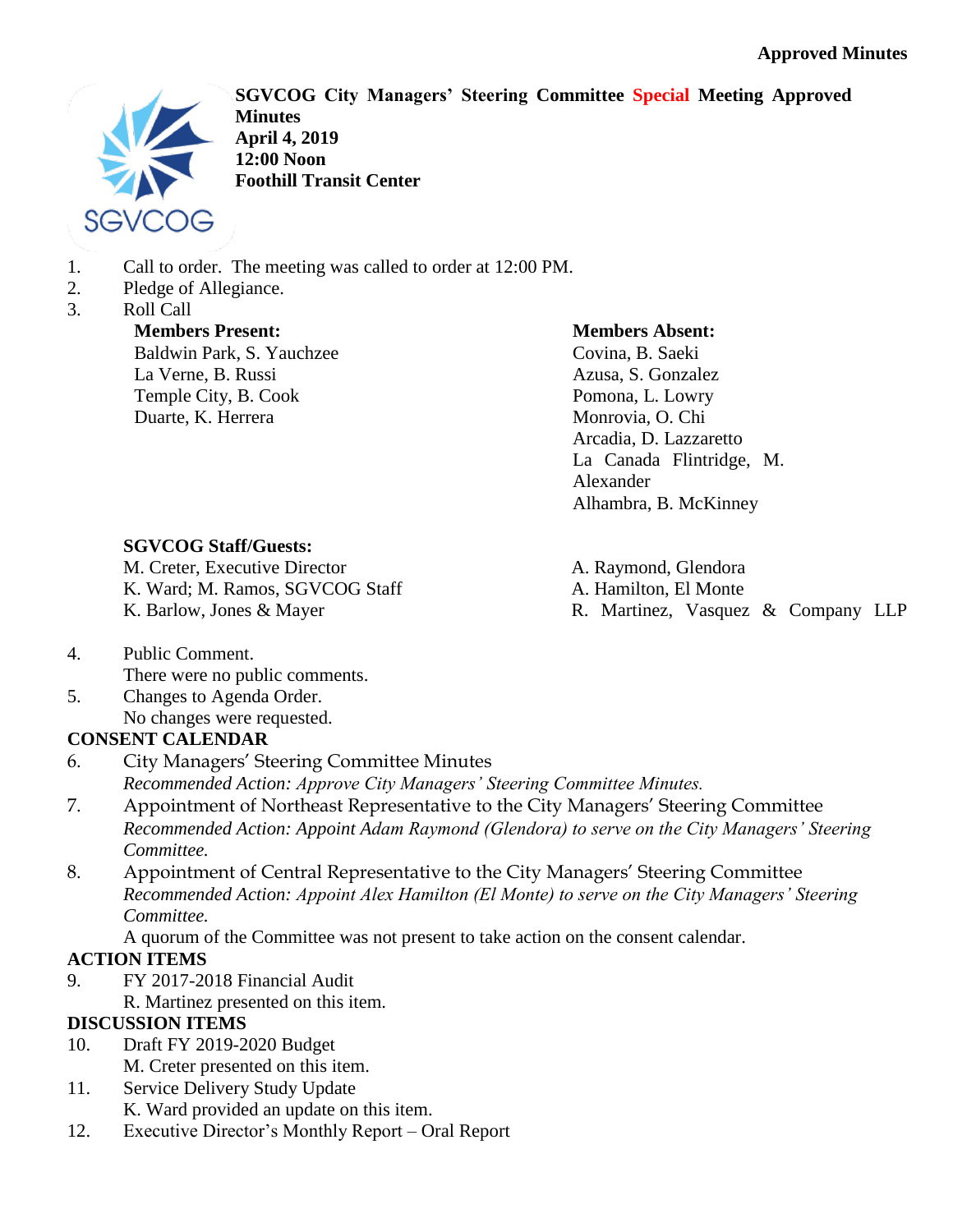**Approved Minutes**

**SGVCOG City Managers' Steering Committee Special Meeting Approved Minutes**
**April 4, 2019**
**12:00 Noon**
**Foothill Transit Center**

1. Call to order. The meeting was called to order at 12:00 PM.
2. Pledge of Allegiance.
3. Roll Call

**Members Present:**
Baldwin Park, S. Yauchzee
La Verne, B. Russi
Temple City, B. Cook
Duarte, K. Herrera

**Members Absent:**
Covina, B. Saeki
Azusa, S. Gonzalez
Pomona, L. Lowry
Monrovia, O. Chi
Arcadia, D. Lazzaretto
La Canada Flintridge, M. Alexander
Alhambra, B. McKinney

**SGVCOG Staff/Guests:**
M. Creter, Executive Director
K. Ward; M. Ramos, SGVCOG Staff
K. Barlow, Jones & Mayer
A. Raymond, Glendora
A. Hamilton, El Monte
R. Martinez, Vasquez & Company LLP

4. Public Comment.
   There were no public comments.
5. Changes to Agenda Order.
   No changes were requested.

**CONSENT CALENDAR**

6. City Managers' Steering Committee Minutes
   *Recommended Action: Approve City Managers' Steering Committee Minutes.*
7. Appointment of Northeast Representative to the City Managers' Steering Committee
   *Recommended Action: Appoint Adam Raymond (Glendora) to serve on the City Managers' Steering Committee.*
8. Appointment of Central Representative to the City Managers' Steering Committee
   *Recommended Action: Appoint Alex Hamilton (El Monte) to serve on the City Managers' Steering Committee.*
   A quorum of the Committee was not present to take action on the consent calendar.

**ACTION ITEMS**

9. FY 2017-2018 Financial Audit
   R. Martinez presented on this item.

**DISCUSSION ITEMS**

10. Draft FY 2019-2020 Budget
    M. Creter presented on this item.
11. Service Delivery Study Update
    K. Ward provided an update on this item.
12. Executive Director's Monthly Report – Oral Report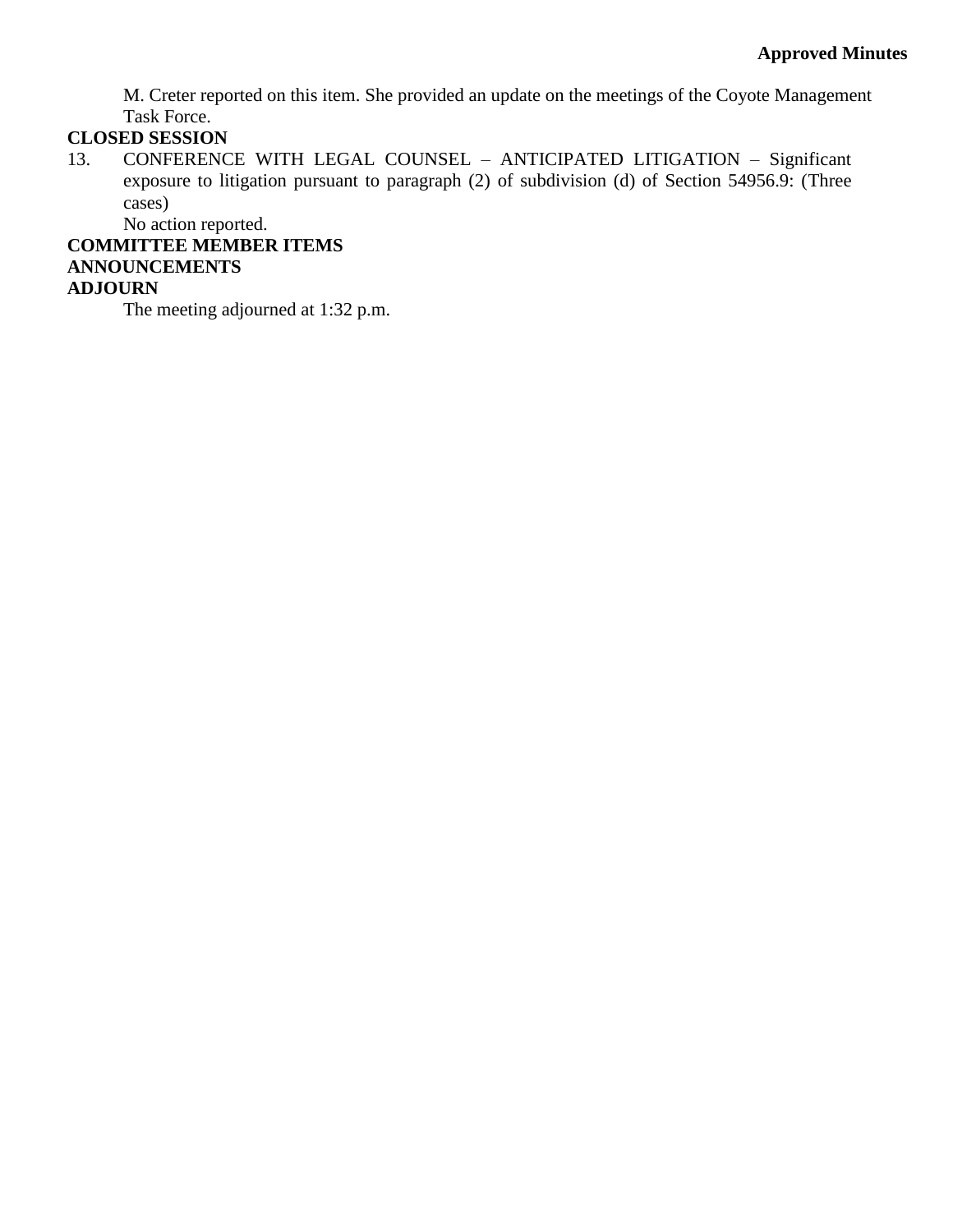**Approved Minutes**

M. Creter reported on this item. She provided an update on the meetings of the Coyote Management Task Force.

**CLOSED SESSION**

13. CONFERENCE WITH LEGAL COUNSEL – ANTICIPATED LITIGATION – Significant exposure to litigation pursuant to paragraph (2) of subdivision (d) of Section 54956.9: (Three cases)

    No action reported.

**COMMITTEE MEMBER ITEMS**

**ANNOUNCEMENTS**

**ADJOURN**

The meeting adjourned at 1:32 p.m.